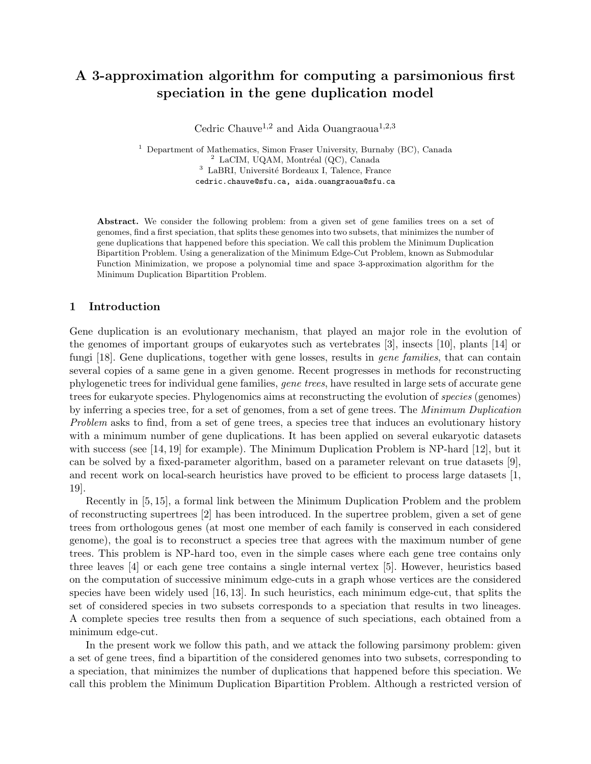# A 3-approximation algorithm for computing a parsimonious first speciation in the gene duplication model

Cedric Chauve[1,2] and Aida Ouangraoua[1,2,3]

[1] Department of Mathematics, Simon Fraser University, Burnaby (BC), Canada
[2] LaCIM, UQAM, Montréal (QC), Canada
[3] LaBRI, Université Bordeaux I, Talence, France
cedric.chauve@sfu.ca, aida.ouangraoua@sfu.ca

**Abstract.** We consider the following problem: from a given set of gene families trees on a set of genomes, find a first speciation, that splits these genomes into two subsets, that minimizes the number of gene duplications that happened before this speciation. We call this problem the Minimum Duplication Bipartition Problem. Using a generalization of the Minimum Edge-Cut Problem, known as Submodular Function Minimization, we propose a polynomial time and space 3-approximation algorithm for the Minimum Duplication Bipartition Problem.

## 1 Introduction

Gene duplication is an evolutionary mechanism, that played an major role in the evolution of the genomes of important groups of eukaryotes such as vertebrates [3], insects [10], plants [14] or fungi [18]. Gene duplications, together with gene losses, results in *gene families*, that can contain several copies of a same gene in a given genome. Recent progresses in methods for reconstructing phylogenetic trees for individual gene families, *gene trees*, have resulted in large sets of accurate gene trees for eukaryote species. Phylogenomics aims at reconstructing the evolution of *species* (genomes) by inferring a species tree, for a set of genomes, from a set of gene trees. The *Minimum Duplication Problem* asks to find, from a set of gene trees, a species tree that induces an evolutionary history with a minimum number of gene duplications. It has been applied on several eukaryotic datasets with success (see [14, 19] for example). The Minimum Duplication Problem is NP-hard [12], but it can be solved by a fixed-parameter algorithm, based on a parameter relevant on true datasets [9], and recent work on local-search heuristics have proved to be efficient to process large datasets [1, 19].

Recently in [5, 15], a formal link between the Minimum Duplication Problem and the problem of reconstructing supertrees [2] has been introduced. In the supertree problem, given a set of gene trees from orthologous genes (at most one member of each family is conserved in each considered genome), the goal is to reconstruct a species tree that agrees with the maximum number of gene trees. This problem is NP-hard too, even in the simple cases where each gene tree contains only three leaves [4] or each gene tree contains a single internal vertex [5]. However, heuristics based on the computation of successive minimum edge-cuts in a graph whose vertices are the considered species have been widely used [16, 13]. In such heuristics, each minimum edge-cut, that splits the set of considered species in two subsets corresponds to a speciation that results in two lineages. A complete species tree results then from a sequence of such speciations, each obtained from a minimum edge-cut.

In the present work we follow this path, and we attack the following parsimony problem: given a set of gene trees, find a bipartition of the considered genomes into two subsets, corresponding to a speciation, that minimizes the number of duplications that happened before this speciation. We call this problem the Minimum Duplication Bipartition Problem. Although a restricted version of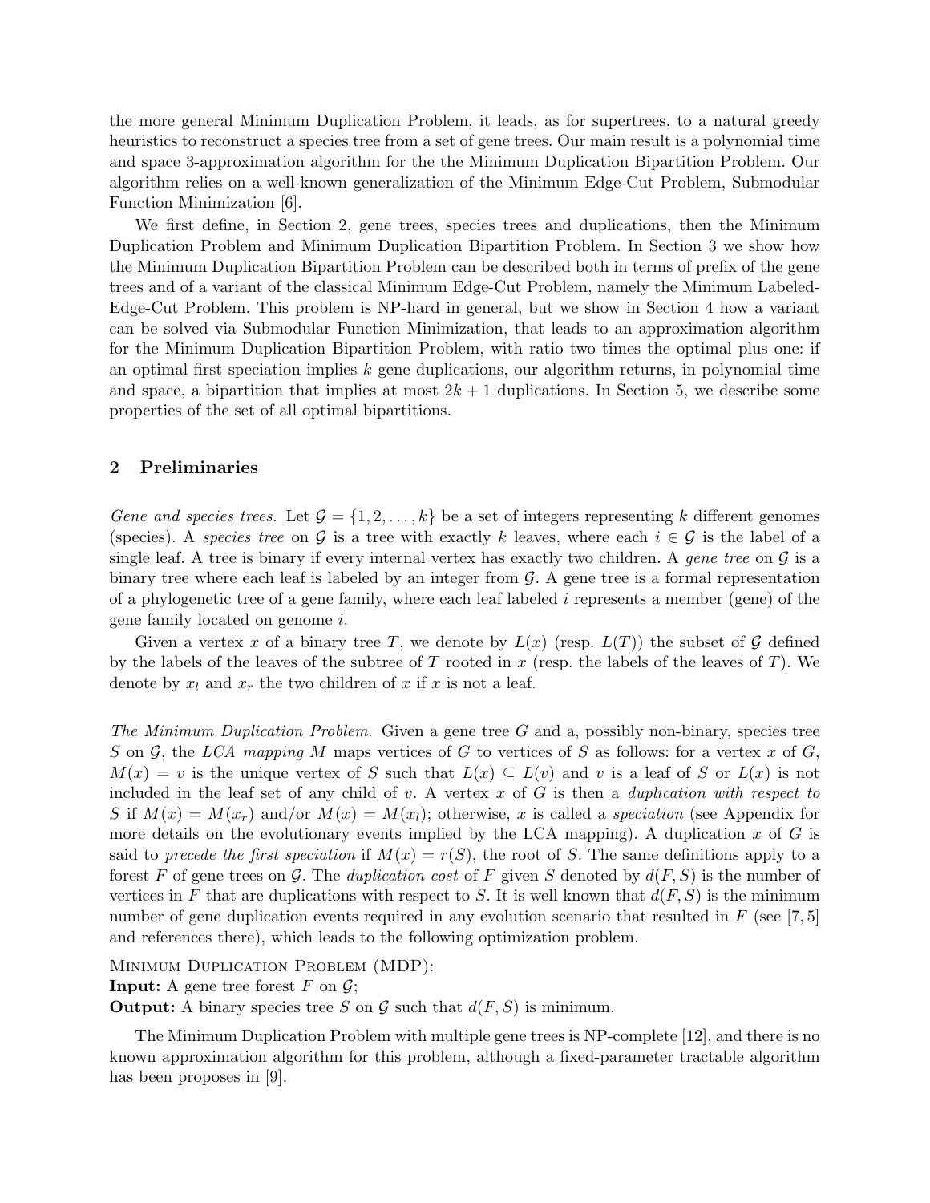the more general Minimum Duplication Problem, it leads, as for supertrees, to a natural greedy heuristics to reconstruct a species tree from a set of gene trees. Our main result is a polynomial time and space 3-approximation algorithm for the the Minimum Duplication Bipartition Problem. Our algorithm relies on a well-known generalization of the Minimum Edge-Cut Problem, Submodular Function Minimization [6].

We first define, in Section 2, gene trees, species trees and duplications, then the Minimum Duplication Problem and Minimum Duplication Bipartition Problem. In Section 3 we show how the Minimum Duplication Bipartition Problem can be described both in terms of prefix of the gene trees and of a variant of the classical Minimum Edge-Cut Problem, namely the Minimum Labeled-Edge-Cut Problem. This problem is NP-hard in general, but we show in Section 4 how a variant can be solved via Submodular Function Minimization, that leads to an approximation algorithm for the Minimum Duplication Bipartition Problem, with ratio two times the optimal plus one: if an optimal first speciation implies $k$ gene duplications, our algorithm returns, in polynomial time and space, a bipartition that implies at most $2k+1$ duplications. In Section 5, we describe some properties of the set of all optimal bipartitions.

## 2 Preliminaries

*Gene and species trees.* Let $\mathcal{G} = \{1, 2, \ldots, k\}$ be a set of integers representing $k$ different genomes (species). A *species tree* on $\mathcal{G}$ is a tree with exactly $k$ leaves, where each $i \in \mathcal{G}$ is the label of a single leaf. A tree is binary if every internal vertex has exactly two children. A *gene tree* on $\mathcal{G}$ is a binary tree where each leaf is labeled by an integer from $\mathcal{G}$. A gene tree is a formal representation of a phylogenetic tree of a gene family, where each leaf labeled $i$ represents a member (gene) of the gene family located on genome $i$.

Given a vertex $x$ of a binary tree $T$, we denote by $L(x)$ (resp. $L(T)$) the subset of $\mathcal{G}$ defined by the labels of the leaves of the subtree of $T$ rooted in $x$ (resp. the labels of the leaves of $T$). We denote by $x_l$ and $x_r$ the two children of $x$ if $x$ is not a leaf.

*The Minimum Duplication Problem.* Given a gene tree $G$ and a, possibly non-binary, species tree $S$ on $\mathcal{G}$, the *LCA mapping* $M$ maps vertices of $G$ to vertices of $S$ as follows: for a vertex $x$ of $G$, $M(x) = v$ is the unique vertex of $S$ such that $L(x) \subseteq L(v)$ and $v$ is a leaf of $S$ or $L(x)$ is not included in the leaf set of any child of $v$. A vertex $x$ of $G$ is then a *duplication with respect to* $S$ if $M(x) = M(x_r)$ and/or $M(x) = M(x_l)$; otherwise, $x$ is called a *speciation* (see Appendix for more details on the evolutionary events implied by the LCA mapping). A duplication $x$ of $G$ is said to *precede the first speciation* if $M(x) = r(S)$, the root of $S$. The same definitions apply to a forest $F$ of gene trees on $\mathcal{G}$. The *duplication cost* of $F$ given $S$ denoted by $d(F, S)$ is the number of vertices in $F$ that are duplications with respect to $S$. It is well known that $d(F, S)$ is the minimum number of gene duplication events required in any evolution scenario that resulted in $F$ (see [7, 5] and references there), which leads to the following optimization problem.

MINIMUM DUPLICATION PROBLEM (MDP):
**Input:** A gene tree forest $F$ on $\mathcal{G}$;
**Output:** A binary species tree $S$ on $\mathcal{G}$ such that $d(F, S)$ is minimum.

The Minimum Duplication Problem with multiple gene trees is NP-complete [12], and there is no known approximation algorithm for this problem, although a fixed-parameter tractable algorithm has been proposes in [9].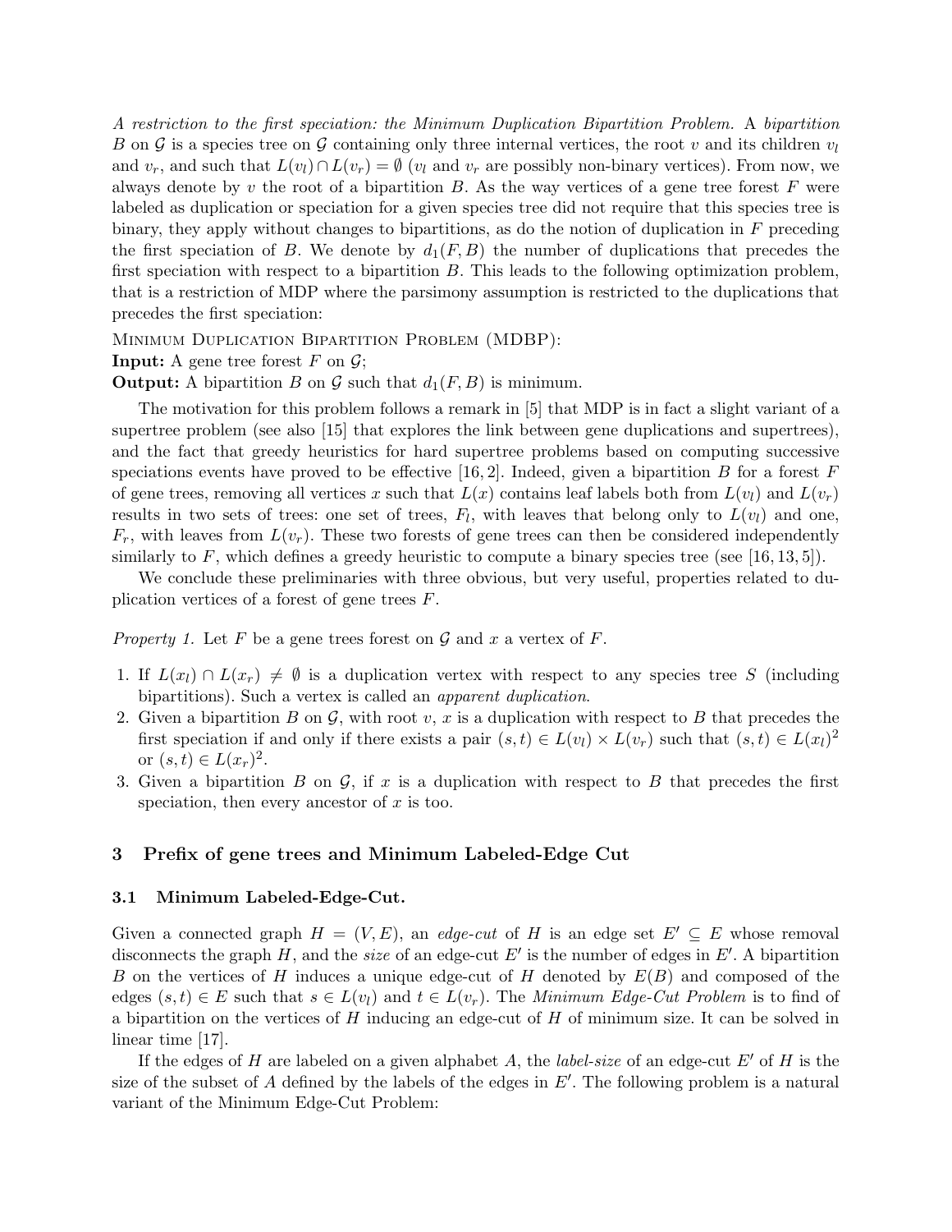*A restriction to the first speciation: the Minimum Duplication Bipartition Problem.* A *bipartition* $B$ on $\mathcal{G}$ is a species tree on $\mathcal{G}$ containing only three internal vertices, the root $v$ and its children $v_l$ and $v_r$, and such that $L(v_l) \cap L(v_r) = \emptyset$ ($v_l$ and $v_r$ are possibly non-binary vertices). From now, we always denote by $v$ the root of a bipartition $B$. As the way vertices of a gene tree forest $F$ were labeled as duplication or speciation for a given species tree did not require that this species tree is binary, they apply without changes to bipartitions, as do the notion of duplication in $F$ preceding the first speciation of $B$. We denote by $d_1(F, B)$ the number of duplications that precedes the first speciation with respect to a bipartition $B$. This leads to the following optimization problem, that is a restriction of MDP where the parsimony assumption is restricted to the duplications that precedes the first speciation:

Minimum Duplication Bipartition Problem (MDBP):
**Input:** A gene tree forest $F$ on $\mathcal{G}$;
**Output:** A bipartition $B$ on $\mathcal{G}$ such that $d_1(F, B)$ is minimum.

The motivation for this problem follows a remark in [5] that MDP is in fact a slight variant of a supertree problem (see also [15] that explores the link between gene duplications and supertrees), and the fact that greedy heuristics for hard supertree problems based on computing successive speciations events have proved to be effective [16, 2]. Indeed, given a bipartition $B$ for a forest $F$ of gene trees, removing all vertices $x$ such that $L(x)$ contains leaf labels both from $L(v_l)$ and $L(v_r)$ results in two sets of trees: one set of trees, $F_l$, with leaves that belong only to $L(v_l)$ and one, $F_r$, with leaves from $L(v_r)$. These two forests of gene trees can then be considered independently similarly to $F$, which defines a greedy heuristic to compute a binary species tree (see [16, 13, 5]).

We conclude these preliminaries with three obvious, but very useful, properties related to duplication vertices of a forest of gene trees $F$.

*Property 1.* Let $F$ be a gene trees forest on $\mathcal{G}$ and $x$ a vertex of $F$.

1. If $L(x_l) \cap L(x_r) \neq \emptyset$ is a duplication vertex with respect to any species tree $S$ (including bipartitions). Such a vertex is called an *apparent duplication*.
2. Given a bipartition $B$ on $\mathcal{G}$, with root $v$, $x$ is a duplication with respect to $B$ that precedes the first speciation if and only if there exists a pair $(s, t) \in L(v_l) \times L(v_r)$ such that $(s, t) \in L(x_l)^2$ or $(s, t) \in L(x_r)^2$.
3. Given a bipartition $B$ on $\mathcal{G}$, if $x$ is a duplication with respect to $B$ that precedes the first speciation, then every ancestor of $x$ is too.

## 3 Prefix of gene trees and Minimum Labeled-Edge Cut

### 3.1 Minimum Labeled-Edge-Cut.

Given a connected graph $H = (V, E)$, an *edge-cut* of $H$ is an edge set $E' \subseteq E$ whose removal disconnects the graph $H$, and the *size* of an edge-cut $E'$ is the number of edges in $E'$. A bipartition $B$ on the vertices of $H$ induces a unique edge-cut of $H$ denoted by $E(B)$ and composed of the edges $(s, t) \in E$ such that $s \in L(v_l)$ and $t \in L(v_r)$. The *Minimum Edge-Cut Problem* is to find of a bipartition on the vertices of $H$ inducing an edge-cut of $H$ of minimum size. It can be solved in linear time [17].

If the edges of $H$ are labeled on a given alphabet $A$, the *label-size* of an edge-cut $E'$ of $H$ is the size of the subset of $A$ defined by the labels of the edges in $E'$. The following problem is a natural variant of the Minimum Edge-Cut Problem: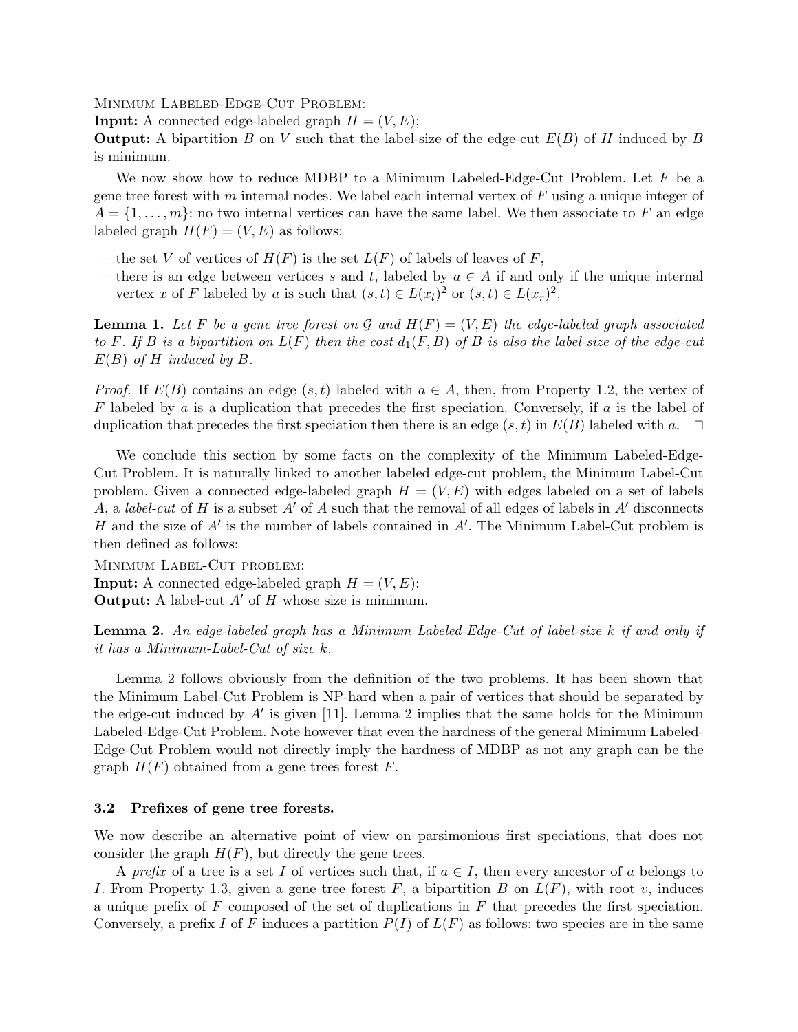Minimum Labeled-Edge-Cut Problem:
**Input:** A connected edge-labeled graph $H = (V, E)$;
**Output:** A bipartition $B$ on $V$ such that the label-size of the edge-cut $E(B)$ of $H$ induced by $B$ is minimum.

We now show how to reduce MDBP to a Minimum Labeled-Edge-Cut Problem. Let $F$ be a gene tree forest with $m$ internal nodes. We label each internal vertex of $F$ using a unique integer of $A = \{1, \ldots, m\}$: no two internal vertices can have the same label. We then associate to $F$ an edge labeled graph $H(F) = (V, E)$ as follows:

- the set $V$ of vertices of $H(F)$ is the set $L(F)$ of labels of leaves of $F$,
- there is an edge between vertices $s$ and $t$, labeled by $a \in A$ if and only if the unique internal vertex $x$ of $F$ labeled by $a$ is such that $(s,t) \in L(x_l)^2$ or $(s,t) \in L(x_r)^2$.

**Lemma 1.** *Let $F$ be a gene tree forest on $\mathcal{G}$ and $H(F) = (V, E)$ the edge-labeled graph associated to $F$. If $B$ is a bipartition on $L(F)$ then the cost $d_1(F, B)$ of $B$ is also the label-size of the edge-cut $E(B)$ of $H$ induced by $B$.*

*Proof.* If $E(B)$ contains an edge $(s,t)$ labeled with $a \in A$, then, from Property 1.2, the vertex of $F$ labeled by $a$ is a duplication that precedes the first speciation. Conversely, if $a$ is the label of duplication that precedes the first speciation then there is an edge $(s,t)$ in $E(B)$ labeled with $a$. $\square$

We conclude this section by some facts on the complexity of the Minimum Labeled-Edge-Cut Problem. It is naturally linked to another labeled edge-cut problem, the Minimum Label-Cut problem. Given a connected edge-labeled graph $H = (V, E)$ with edges labeled on a set of labels $A$, a *label-cut* of $H$ is a subset $A'$ of $A$ such that the removal of all edges of labels in $A'$ disconnects $H$ and the size of $A'$ is the number of labels contained in $A'$. The Minimum Label-Cut problem is then defined as follows:

Minimum Label-Cut problem:
**Input:** A connected edge-labeled graph $H = (V, E)$;
**Output:** A label-cut $A'$ of $H$ whose size is minimum.

**Lemma 2.** *An edge-labeled graph has a Minimum Labeled-Edge-Cut of label-size $k$ if and only if it has a Minimum-Label-Cut of size $k$.*

Lemma 2 follows obviously from the definition of the two problems. It has been shown that the Minimum Label-Cut Problem is NP-hard when a pair of vertices that should be separated by the edge-cut induced by $A'$ is given [11]. Lemma 2 implies that the same holds for the Minimum Labeled-Edge-Cut Problem. Note however that even the hardness of the general Minimum Labeled-Edge-Cut Problem would not directly imply the hardness of MDBP as not any graph can be the graph $H(F)$ obtained from a gene trees forest $F$.

### 3.2 Prefixes of gene tree forests.

We now describe an alternative point of view on parsimonious first speciations, that does not consider the graph $H(F)$, but directly the gene trees.

A *prefix* of a tree is a set $I$ of vertices such that, if $a \in I$, then every ancestor of $a$ belongs to $I$. From Property 1.3, given a gene tree forest $F$, a bipartition $B$ on $L(F)$, with root $v$, induces a unique prefix of $F$ composed of the set of duplications in $F$ that precedes the first speciation. Conversely, a prefix $I$ of $F$ induces a partition $P(I)$ of $L(F)$ as follows: two species are in the same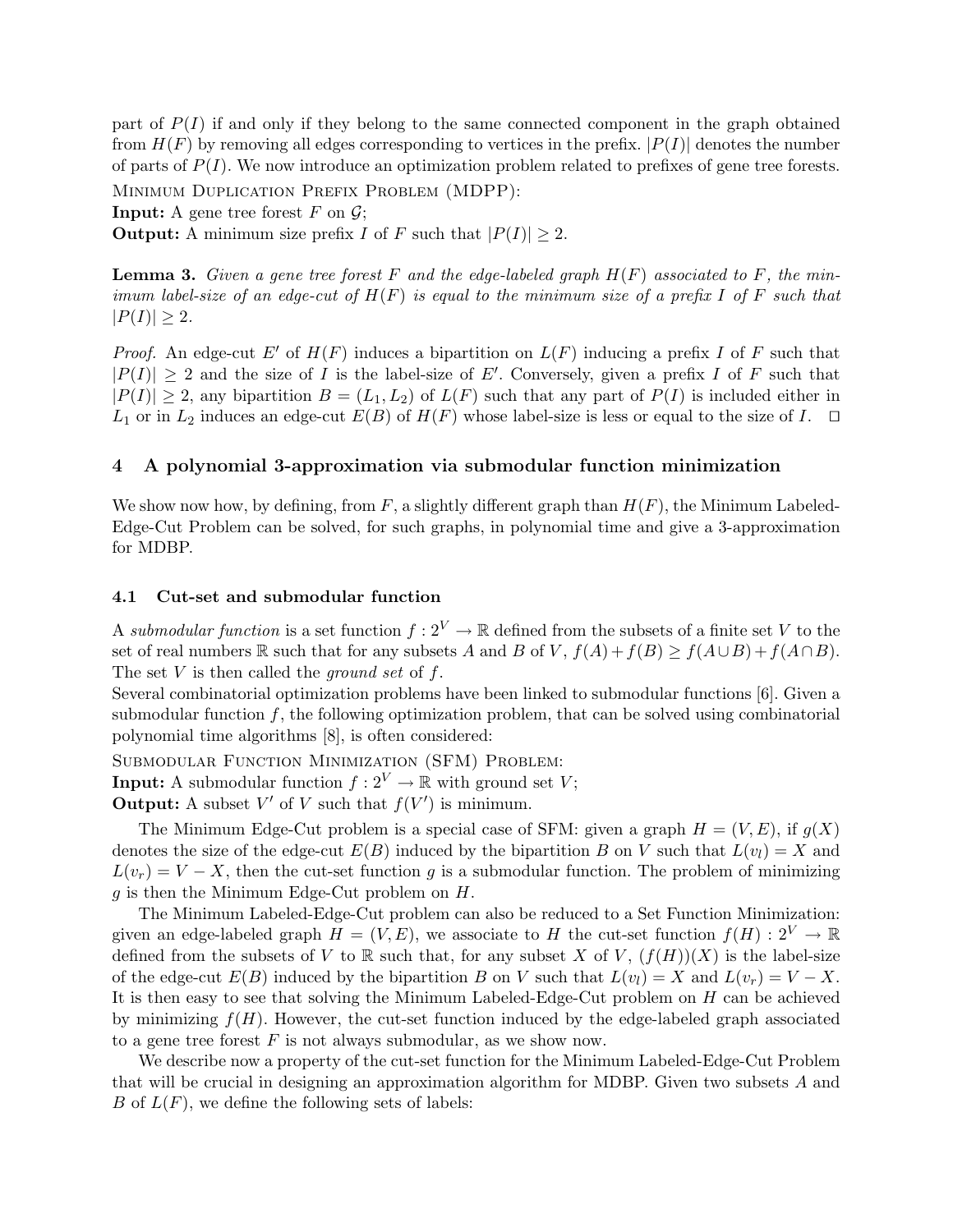part of $P(I)$ if and only if they belong to the same connected component in the graph obtained from $H(F)$ by removing all edges corresponding to vertices in the prefix. $|P(I)|$ denotes the number of parts of $P(I)$. We now introduce an optimization problem related to prefixes of gene tree forests.

Minimum Duplication Prefix Problem (MDPP):
**Input:** A gene tree forest $F$ on $\mathcal{G}$;
**Output:** A minimum size prefix $I$ of $F$ such that $|P(I)| \geq 2$.

**Lemma 3.** *Given a gene tree forest $F$ and the edge-labeled graph $H(F)$ associated to $F$, the minimum label-size of an edge-cut of $H(F)$ is equal to the minimum size of a prefix $I$ of $F$ such that $|P(I)| \geq 2$.*

*Proof.* An edge-cut $E'$ of $H(F)$ induces a bipartition on $L(F)$ inducing a prefix $I$ of $F$ such that $|P(I)| \geq 2$ and the size of $I$ is the label-size of $E'$. Conversely, given a prefix $I$ of $F$ such that $|P(I)| \geq 2$, any bipartition $B = (L_1, L_2)$ of $L(F)$ such that any part of $P(I)$ is included either in $L_1$ or in $L_2$ induces an edge-cut $E(B)$ of $H(F)$ whose label-size is less or equal to the size of $I$. $\square$

## 4 A polynomial 3-approximation via submodular function minimization

We show now how, by defining, from $F$, a slightly different graph than $H(F)$, the Minimum Labeled-Edge-Cut Problem can be solved, for such graphs, in polynomial time and give a 3-approximation for MDBP.

### 4.1 Cut-set and submodular function

A *submodular function* is a set function $f : 2^V \to \mathbb{R}$ defined from the subsets of a finite set $V$ to the set of real numbers $\mathbb{R}$ such that for any subsets $A$ and $B$ of $V$, $f(A) + f(B) \geq f(A \cup B) + f(A \cap B)$. The set $V$ is then called the *ground set* of $f$.

Several combinatorial optimization problems have been linked to submodular functions [6]. Given a submodular function $f$, the following optimization problem, that can be solved using combinatorial polynomial time algorithms [8], is often considered:

Submodular Function Minimization (SFM) Problem:
**Input:** A submodular function $f : 2^V \to \mathbb{R}$ with ground set $V$;
**Output:** A subset $V'$ of $V$ such that $f(V')$ is minimum.

The Minimum Edge-Cut problem is a special case of SFM: given a graph $H = (V, E)$, if $g(X)$ denotes the size of the edge-cut $E(B)$ induced by the bipartition $B$ on $V$ such that $L(v_l) = X$ and $L(v_r) = V - X$, then the cut-set function $g$ is a submodular function. The problem of minimizing $g$ is then the Minimum Edge-Cut problem on $H$.

The Minimum Labeled-Edge-Cut problem can also be reduced to a Set Function Minimization: given an edge-labeled graph $H = (V, E)$, we associate to $H$ the cut-set function $f(H) : 2^V \to \mathbb{R}$ defined from the subsets of $V$ to $\mathbb{R}$ such that, for any subset $X$ of $V$, $(f(H))(X)$ is the label-size of the edge-cut $E(B)$ induced by the bipartition $B$ on $V$ such that $L(v_l) = X$ and $L(v_r) = V - X$. It is then easy to see that solving the Minimum Labeled-Edge-Cut problem on $H$ can be achieved by minimizing $f(H)$. However, the cut-set function induced by the edge-labeled graph associated to a gene tree forest $F$ is not always submodular, as we show now.

We describe now a property of the cut-set function for the Minimum Labeled-Edge-Cut Problem that will be crucial in designing an approximation algorithm for MDBP. Given two subsets $A$ and $B$ of $L(F)$, we define the following sets of labels: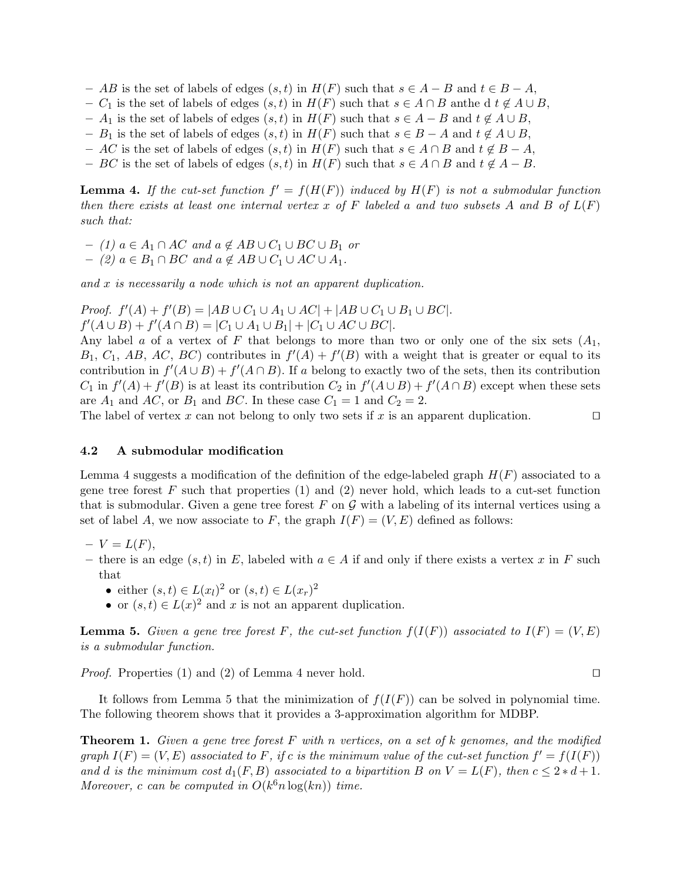- $AB$ is the set of labels of edges $(s, t)$ in $H(F)$ such that $s \in A - B$ and $t \in B - A$,
- $C_1$ is the set of labels of edges $(s, t)$ in $H(F)$ such that $s \in A \cap B$ anthe d $t \notin A \cup B$,
- $A_1$ is the set of labels of edges $(s, t)$ in $H(F)$ such that $s \in A - B$ and $t \notin A \cup B$,
- $B_1$ is the set of labels of edges $(s, t)$ in $H(F)$ such that $s \in B - A$ and $t \notin A \cup B$,
- $AC$ is the set of labels of edges $(s, t)$ in $H(F)$ such that $s \in A \cap B$ and $t \notin B - A$,
- $BC$ is the set of labels of edges $(s, t)$ in $H(F)$ such that $s \in A \cap B$ and $t \notin A - B$.

**Lemma 4.** *If the cut-set function $f' = f(H(F))$ induced by $H(F)$ is not a submodular function then there exists at least one internal vertex $x$ of $F$ labeled $a$ and two subsets $A$ and $B$ of $L(F)$ such that:*

- *(1) $a \in A_1 \cap AC$ and $a \notin AB \cup C_1 \cup BC \cup B_1$ or*
- *(2) $a \in B_1 \cap BC$ and $a \notin AB \cup C_1 \cup AC \cup A_1$.*

*and $x$ is necessarily a node which is not an apparent duplication.*

*Proof.* $f'(A) + f'(B) = |AB \cup C_1 \cup A_1 \cup AC| + |AB \cup C_1 \cup B_1 \cup BC|$.
$f'(A \cup B) + f'(A \cap B) = |C_1 \cup A_1 \cup B_1| + |C_1 \cup AC \cup BC|$.
Any label $a$ of a vertex of $F$ that belongs to more than two or only one of the six sets ($A_1$, $B_1$, $C_1$, $AB$, $AC$, $BC$) contributes in $f'(A) + f'(B)$ with a weight that is greater or equal to its contribution in $f'(A \cup B) + f'(A \cap B)$. If $a$ belong to exactly two of the sets, then its contribution $C_1$ in $f'(A) + f'(B)$ is at least its contribution $C_2$ in $f'(A \cup B) + f'(A \cap B)$ except when these sets are $A_1$ and $AC$, or $B_1$ and $BC$. In these case $C_1 = 1$ and $C_2 = 2$.
The label of vertex $x$ can not belong to only two sets if $x$ is an apparent duplication. □

### 4.2 A submodular modification

Lemma 4 suggests a modification of the definition of the edge-labeled graph $H(F)$ associated to a gene tree forest $F$ such that properties (1) and (2) never hold, which leads to a cut-set function that is submodular. Given a gene tree forest $F$ on $\mathcal{G}$ with a labeling of its internal vertices using a set of label $A$, we now associate to $F$, the graph $I(F) = (V, E)$ defined as follows:

- $V = L(F)$,
- there is an edge $(s, t)$ in $E$, labeled with $a \in A$ if and only if there exists a vertex $x$ in $F$ such that
  - either $(s, t) \in L(x_l)^2$ or $(s, t) \in L(x_r)^2$
  - or $(s, t) \in L(x)^2$ and $x$ is not an apparent duplication.

**Lemma 5.** *Given a gene tree forest $F$, the cut-set function $f(I(F))$ associated to $I(F) = (V, E)$ is a submodular function.*

*Proof.* Properties (1) and (2) of Lemma 4 never hold. □

It follows from Lemma 5 that the minimization of $f(I(F))$ can be solved in polynomial time. The following theorem shows that it provides a 3-approximation algorithm for MDBP.

**Theorem 1.** *Given a gene tree forest $F$ with $n$ vertices, on a set of $k$ genomes, and the modified graph $I(F) = (V, E)$ associated to $F$, if $c$ is the minimum value of the cut-set function $f' = f(I(F))$ and $d$ is the minimum cost $d_1(F, B)$ associated to a bipartition $B$ on $V = L(F)$, then $c \leq 2 * d + 1$. Moreover, $c$ can be computed in $O(k^6 n \log(kn))$ time.*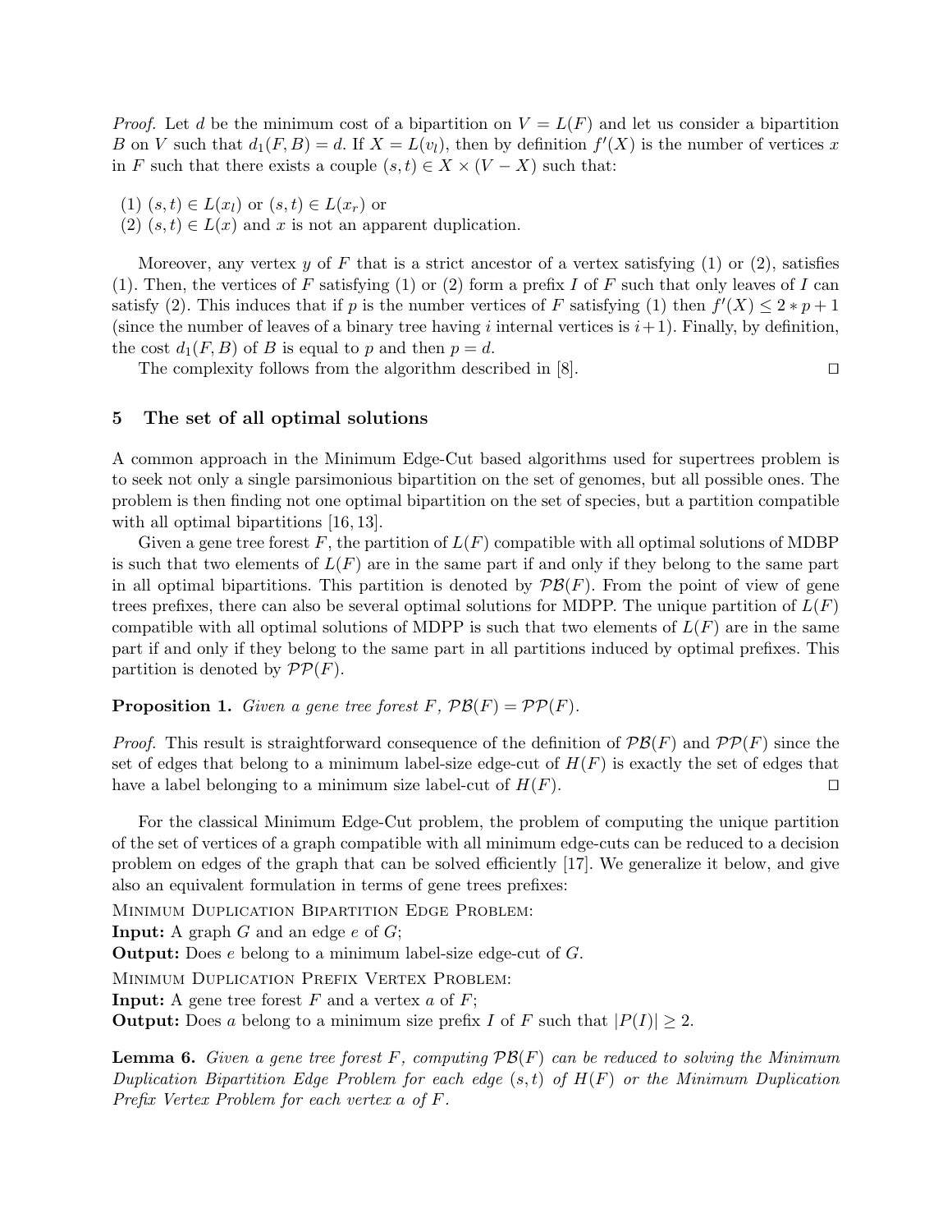*Proof.* Let $d$ be the minimum cost of a bipartition on $V = L(F)$ and let us consider a bipartition $B$ on $V$ such that $d_1(F, B) = d$. If $X = L(v_l)$, then by definition $f'(X)$ is the number of vertices $x$ in $F$ such that there exists a couple $(s, t) \in X \times (V - X)$ such that:

(1) $(s, t) \in L(x_l)$ or $(s, t) \in L(x_r)$ or
(2) $(s, t) \in L(x)$ and $x$ is not an apparent duplication.

Moreover, any vertex $y$ of $F$ that is a strict ancestor of a vertex satisfying (1) or (2), satisfies (1). Then, the vertices of $F$ satisfying (1) or (2) form a prefix $I$ of $F$ such that only leaves of $I$ can satisfy (2). This induces that if $p$ is the number vertices of $F$ satisfying (1) then $f'(X) \leq 2 * p + 1$ (since the number of leaves of a binary tree having $i$ internal vertices is $i+1$). Finally, by definition, the cost $d_1(F, B)$ of $B$ is equal to $p$ and then $p = d$.

The complexity follows from the algorithm described in [8]. □

## 5 The set of all optimal solutions

A common approach in the Minimum Edge-Cut based algorithms used for supertrees problem is to seek not only a single parsimonious bipartition on the set of genomes, but all possible ones. The problem is then finding not one optimal bipartition on the set of species, but a partition compatible with all optimal bipartitions [16, 13].

Given a gene tree forest $F$, the partition of $L(F)$ compatible with all optimal solutions of MDBP is such that two elements of $L(F)$ are in the same part if and only if they belong to the same part in all optimal bipartitions. This partition is denoted by $\mathcal{PB}(F)$. From the point of view of gene trees prefixes, there can also be several optimal solutions for MDPP. The unique partition of $L(F)$ compatible with all optimal solutions of MDPP is such that two elements of $L(F)$ are in the same part if and only if they belong to the same part in all partitions induced by optimal prefixes. This partition is denoted by $\mathcal{PP}(F)$.

**Proposition 1.** *Given a gene tree forest $F$, $\mathcal{PB}(F) = \mathcal{PP}(F)$.*

*Proof.* This result is straightforward consequence of the definition of $\mathcal{PB}(F)$ and $\mathcal{PP}(F)$ since the set of edges that belong to a minimum label-size edge-cut of $H(F)$ is exactly the set of edges that have a label belonging to a minimum size label-cut of $H(F)$. □

For the classical Minimum Edge-Cut problem, the problem of computing the unique partition of the set of vertices of a graph compatible with all minimum edge-cuts can be reduced to a decision problem on edges of the graph that can be solved efficiently [17]. We generalize it below, and give also an equivalent formulation in terms of gene trees prefixes:

Minimum Duplication Bipartition Edge Problem:
**Input:** A graph $G$ and an edge $e$ of $G$;
**Output:** Does $e$ belong to a minimum label-size edge-cut of $G$.

Minimum Duplication Prefix Vertex Problem:
**Input:** A gene tree forest $F$ and a vertex $a$ of $F$;
**Output:** Does $a$ belong to a minimum size prefix $I$ of $F$ such that $|P(I)| \geq 2$.

**Lemma 6.** *Given a gene tree forest $F$, computing $\mathcal{PB}(F)$ can be reduced to solving the Minimum Duplication Bipartition Edge Problem for each edge $(s, t)$ of $H(F)$ or the Minimum Duplication Prefix Vertex Problem for each vertex $a$ of $F$.*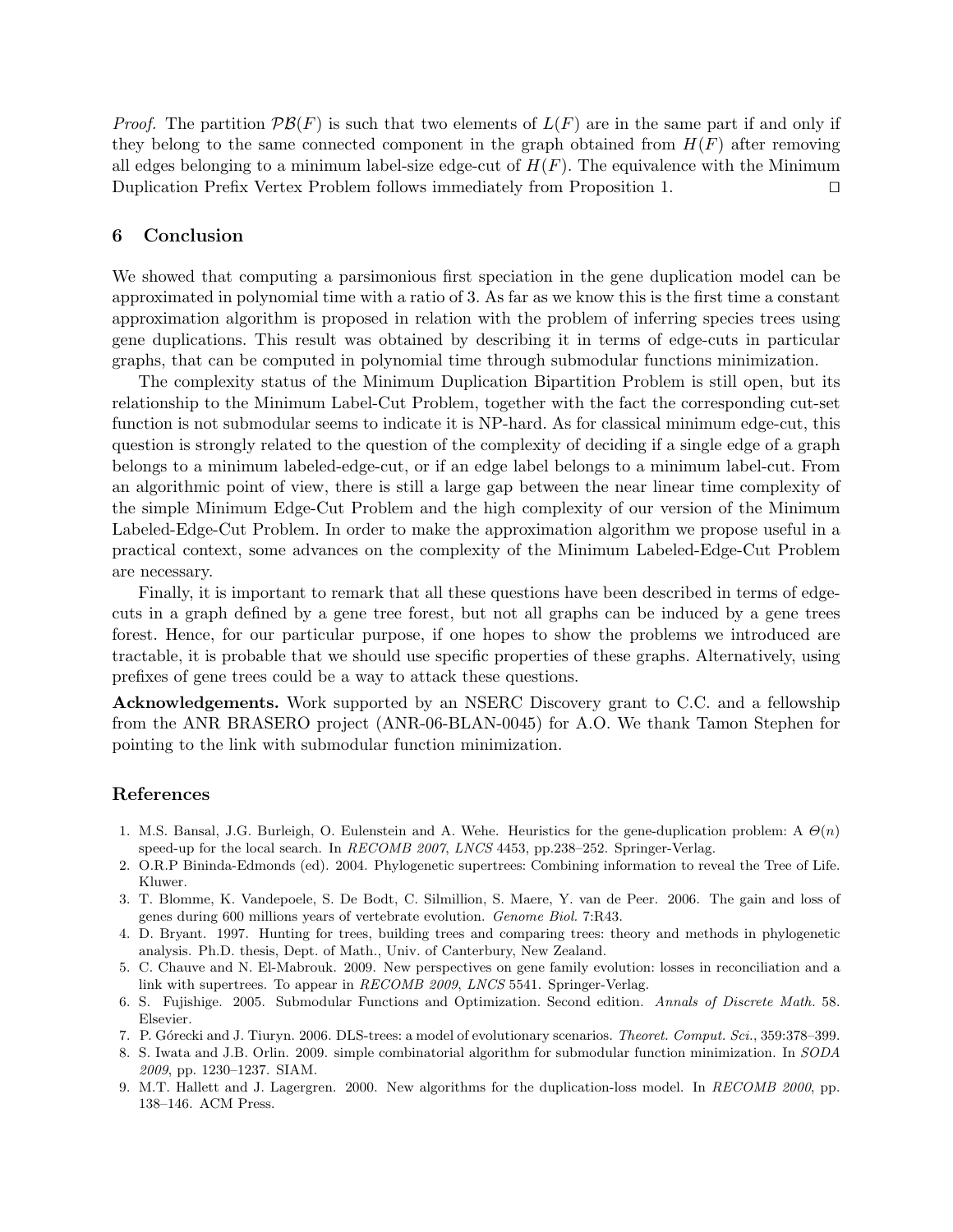*Proof.* The partition $\mathcal{PB}(F)$ is such that two elements of $L(F)$ are in the same part if and only if they belong to the same connected component in the graph obtained from $H(F)$ after removing all edges belonging to a minimum label-size edge-cut of $H(F)$. The equivalence with the Minimum Duplication Prefix Vertex Problem follows immediately from Proposition 1. ◻

## 6 Conclusion

We showed that computing a parsimonious first speciation in the gene duplication model can be approximated in polynomial time with a ratio of 3. As far as we know this is the first time a constant approximation algorithm is proposed in relation with the problem of inferring species trees using gene duplications. This result was obtained by describing it in terms of edge-cuts in particular graphs, that can be computed in polynomial time through submodular functions minimization.

The complexity status of the Minimum Duplication Bipartition Problem is still open, but its relationship to the Minimum Label-Cut Problem, together with the fact the corresponding cut-set function is not submodular seems to indicate it is NP-hard. As for classical minimum edge-cut, this question is strongly related to the question of the complexity of deciding if a single edge of a graph belongs to a minimum labeled-edge-cut, or if an edge label belongs to a minimum label-cut. From an algorithmic point of view, there is still a large gap between the near linear time complexity of the simple Minimum Edge-Cut Problem and the high complexity of our version of the Minimum Labeled-Edge-Cut Problem. In order to make the approximation algorithm we propose useful in a practical context, some advances on the complexity of the Minimum Labeled-Edge-Cut Problem are necessary.

Finally, it is important to remark that all these questions have been described in terms of edge-cuts in a graph defined by a gene tree forest, but not all graphs can be induced by a gene trees forest. Hence, for our particular purpose, if one hopes to show the problems we introduced are tractable, it is probable that we should use specific properties of these graphs. Alternatively, using prefixes of gene trees could be a way to attack these questions.

**Acknowledgements.** Work supported by an NSERC Discovery grant to C.C. and a fellowship from the ANR BRASERO project (ANR-06-BLAN-0045) for A.O. We thank Tamon Stephen for pointing to the link with submodular function minimization.

## References

1. M.S. Bansal, J.G. Burleigh, O. Eulenstein and A. Wehe. Heuristics for the gene-duplication problem: A $\Theta(n)$ speed-up for the local search. In *RECOMB 2007*, *LNCS* 4453, pp.238–252. Springer-Verlag.
2. O.R.P Bininda-Edmonds (ed). 2004. Phylogenetic supertrees: Combining information to reveal the Tree of Life. Kluwer.
3. T. Blomme, K. Vandepoele, S. De Bodt, C. Silmillion, S. Maere, Y. van de Peer. 2006. The gain and loss of genes during 600 millions years of vertebrate evolution. *Genome Biol.* 7:R43.
4. D. Bryant. 1997. Hunting for trees, building trees and comparing trees: theory and methods in phylogenetic analysis. Ph.D. thesis, Dept. of Math., Univ. of Canterbury, New Zealand.
5. C. Chauve and N. El-Mabrouk. 2009. New perspectives on gene family evolution: losses in reconciliation and a link with supertrees. To appear in *RECOMB 2009*, *LNCS* 5541. Springer-Verlag.
6. S. Fujishige. 2005. Submodular Functions and Optimization. Second edition. *Annals of Discrete Math.* 58. Elsevier.
7. P. Górecki and J. Tiuryn. 2006. DLS-trees: a model of evolutionary scenarios. *Theoret. Comput. Sci.*, 359:378–399.
8. S. Iwata and J.B. Orlin. 2009. simple combinatorial algorithm for submodular function minimization. In *SODA 2009*, pp. 1230–1237. SIAM.
9. M.T. Hallett and J. Lagergren. 2000. New algorithms for the duplication-loss model. In *RECOMB 2000*, pp. 138–146. ACM Press.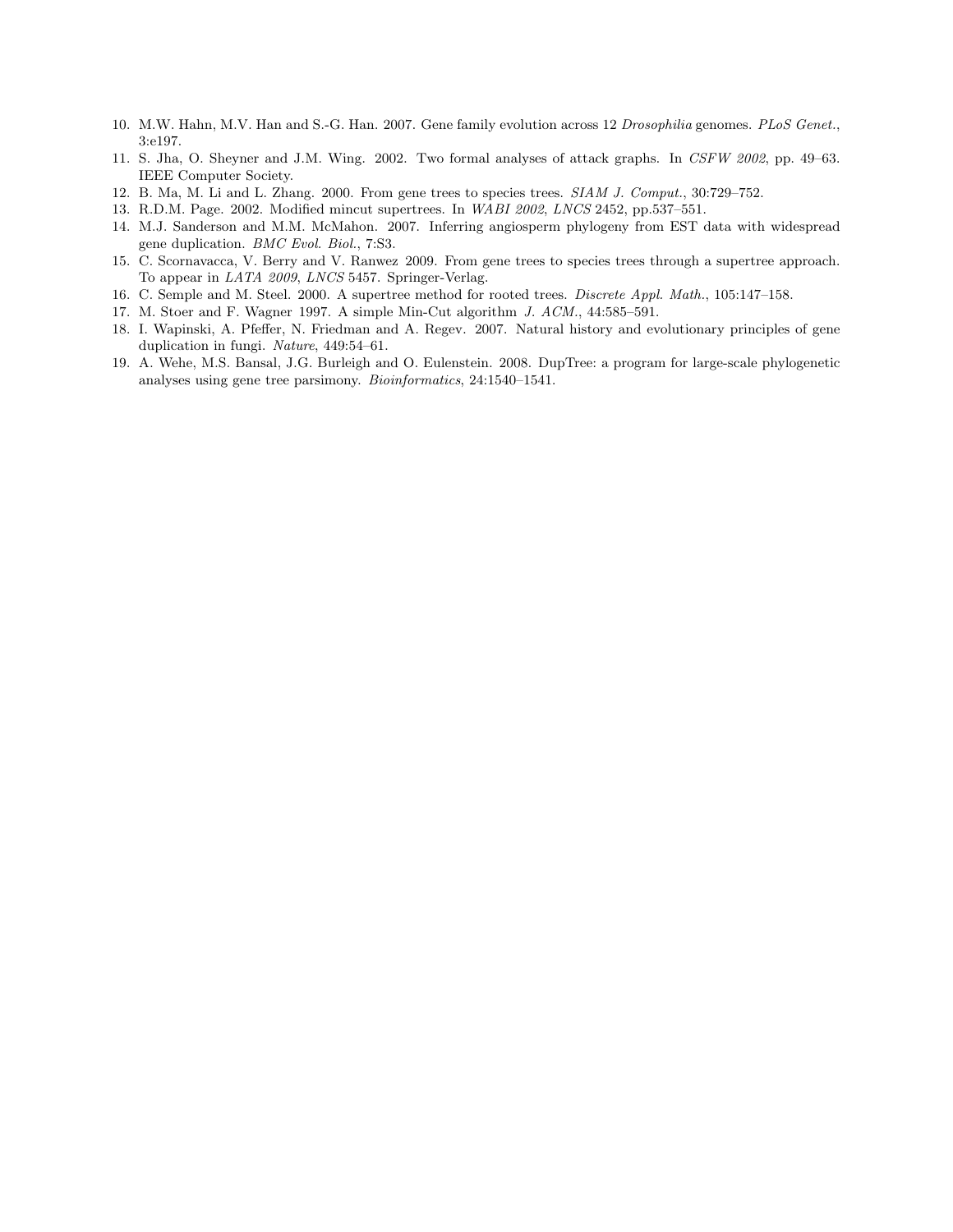10. M.W. Hahn, M.V. Han and S.-G. Han. 2007. Gene family evolution across 12 *Drosophilia* genomes. *PLoS Genet.*, 3:e197.
11. S. Jha, O. Sheyner and J.M. Wing. 2002. Two formal analyses of attack graphs. In *CSFW 2002*, pp. 49–63. IEEE Computer Society.
12. B. Ma, M. Li and L. Zhang. 2000. From gene trees to species trees. *SIAM J. Comput.*, 30:729–752.
13. R.D.M. Page. 2002. Modified mincut supertrees. In *WABI 2002*, *LNCS* 2452, pp.537–551.
14. M.J. Sanderson and M.M. McMahon. 2007. Inferring angiosperm phylogeny from EST data with widespread gene duplication. *BMC Evol. Biol.*, 7:S3.
15. C. Scornavacca, V. Berry and V. Ranwez 2009. From gene trees to species trees through a supertree approach. To appear in *LATA 2009*, *LNCS* 5457. Springer-Verlag.
16. C. Semple and M. Steel. 2000. A supertree method for rooted trees. *Discrete Appl. Math.*, 105:147–158.
17. M. Stoer and F. Wagner 1997. A simple Min-Cut algorithm *J. ACM.*, 44:585–591.
18. I. Wapinski, A. Pfeffer, N. Friedman and A. Regev. 2007. Natural history and evolutionary principles of gene duplication in fungi. *Nature*, 449:54–61.
19. A. Wehe, M.S. Bansal, J.G. Burleigh and O. Eulenstein. 2008. DupTree: a program for large-scale phylogenetic analyses using gene tree parsimony. *Bioinformatics*, 24:1540–1541.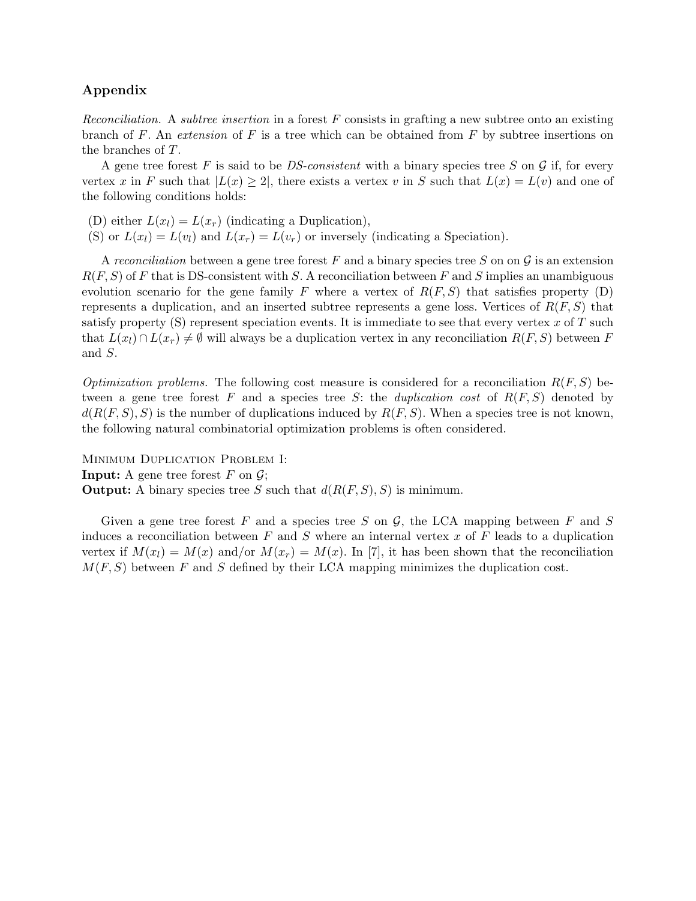## Appendix

*Reconciliation.* A *subtree insertion* in a forest $F$ consists in grafting a new subtree onto an existing branch of $F$. An *extension* of $F$ is a tree which can be obtained from $F$ by subtree insertions on the branches of $T$.

A gene tree forest $F$ is said to be *DS-consistent* with a binary species tree $S$ on $\mathcal{G}$ if, for every vertex $x$ in $F$ such that $|L(x) \geq 2|$, there exists a vertex $v$ in $S$ such that $L(x) = L(v)$ and one of the following conditions holds:

(D) either $L(x_l) = L(x_r)$ (indicating a Duplication),
(S) or $L(x_l) = L(v_l)$ and $L(x_r) = L(v_r)$ or inversely (indicating a Speciation).

A *reconciliation* between a gene tree forest $F$ and a binary species tree $S$ on on $\mathcal{G}$ is an extension $R(F, S)$ of $F$ that is DS-consistent with $S$. A reconciliation between $F$ and $S$ implies an unambiguous evolution scenario for the gene family $F$ where a vertex of $R(F, S)$ that satisfies property (D) represents a duplication, and an inserted subtree represents a gene loss. Vertices of $R(F, S)$ that satisfy property (S) represent speciation events. It is immediate to see that every vertex $x$ of $T$ such that $L(x_l) \cap L(x_r) \neq \emptyset$ will always be a duplication vertex in any reconciliation $R(F, S)$ between $F$ and $S$.

*Optimization problems.* The following cost measure is considered for a reconciliation $R(F, S)$ between a gene tree forest $F$ and a species tree $S$: the *duplication cost* of $R(F, S)$ denoted by $d(R(F, S), S)$ is the number of duplications induced by $R(F, S)$. When a species tree is not known, the following natural combinatorial optimization problems is often considered.

Minimum Duplication Problem I:
**Input:** A gene tree forest $F$ on $\mathcal{G}$;
**Output:** A binary species tree $S$ such that $d(R(F, S), S)$ is minimum.

Given a gene tree forest $F$ and a species tree $S$ on $\mathcal{G}$, the LCA mapping between $F$ and $S$ induces a reconciliation between $F$ and $S$ where an internal vertex $x$ of $F$ leads to a duplication vertex if $M(x_l) = M(x)$ and/or $M(x_r) = M(x)$. In [7], it has been shown that the reconciliation $M(F, S)$ between $F$ and $S$ defined by their LCA mapping minimizes the duplication cost.